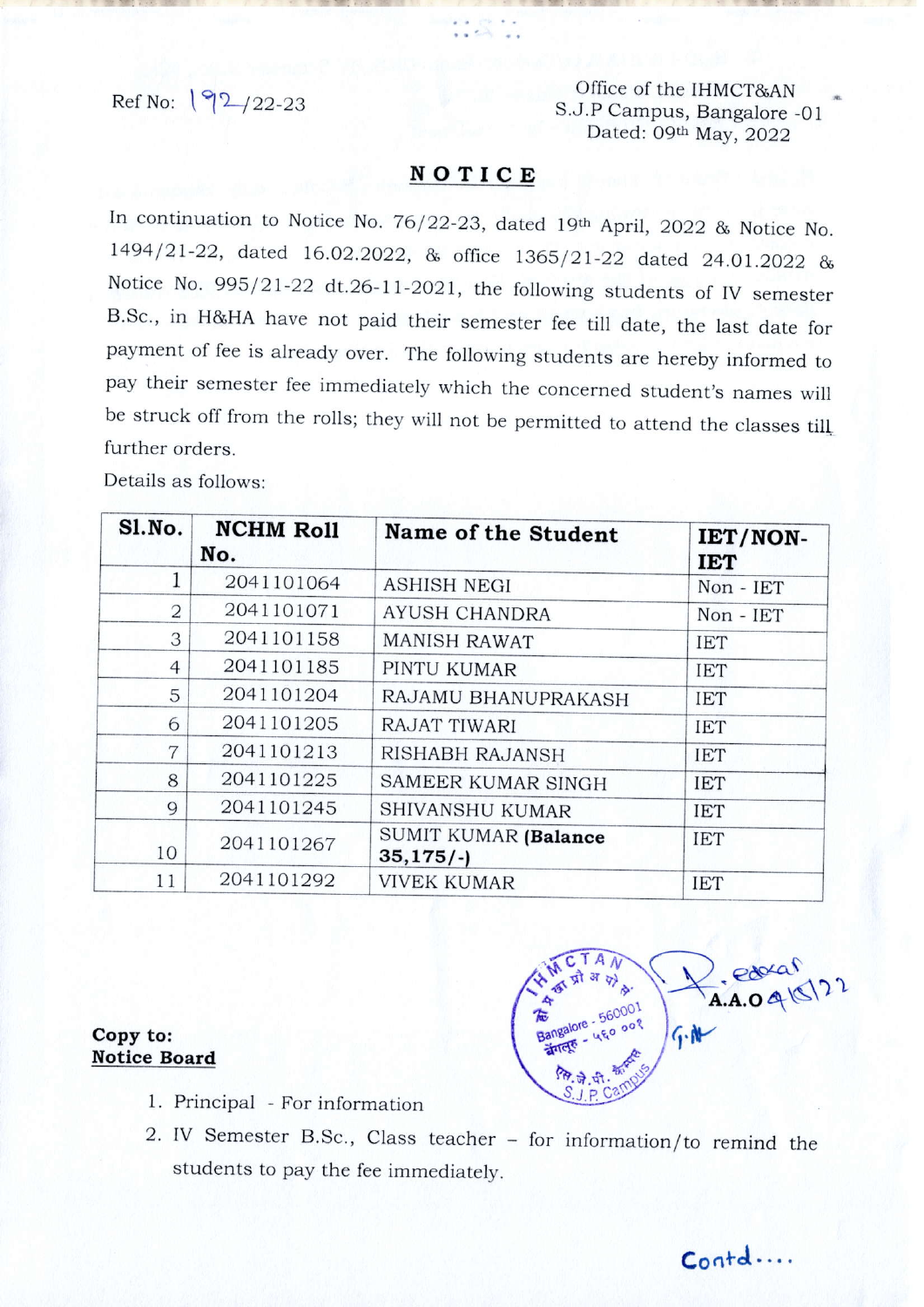Ref No: 192/22-23

Office of the IHMCT&AN
S.J.P Campus, Bangalore -01
Dated: 09th May, 2022

## NOTICE

In continuation to Notice No. 76/22-23, dated 19th April, 2022 & Notice No. 1494/21-22, dated 16.02.2022, & office 1365/21-22 dated 24.01.2022 & Notice No. 995/21-22 dt.26-11-2021, the following students of IV semester B.Sc., in H&HA have not paid their semester fee till date, the last date for payment of fee is already over. The following students are hereby informed to pay their semester fee immediately which the concerned student's names will be struck off from the rolls; they will not be permitted to attend the classes till further orders.

Details as follows:

| Sl.No. | NCHM Roll No. | Name of the Student | IET/NON-IET |
|---|---|---|---|
| 1 | 2041101064 | ASHISH NEGI | Non - IET |
| 2 | 2041101071 | AYUSH CHANDRA | Non - IET |
| 3 | 2041101158 | MANISH RAWAT | IET |
| 4 | 2041101185 | PINTU KUMAR | IET |
| 5 | 2041101204 | RAJAMU BHANUPRAKASH | IET |
| 6 | 2041101205 | RAJAT TIWARI | IET |
| 7 | 2041101213 | RISHABH RAJANSH | IET |
| 8 | 2041101225 | SAMEER KUMAR SINGH | IET |
| 9 | 2041101245 | SHIVANSHU KUMAR | IET |
| 10 | 2041101267 | SUMIT KUMAR **(Balance 35,175/-)** | IET |
| 11 | 2041101292 | VIVEK KUMAR | IET |

A.A.O 9/5/22

**Copy to:**
**Notice Board**

1. Principal - For information
2. IV Semester B.Sc., Class teacher – for information/to remind the students to pay the fee immediately.

Contd....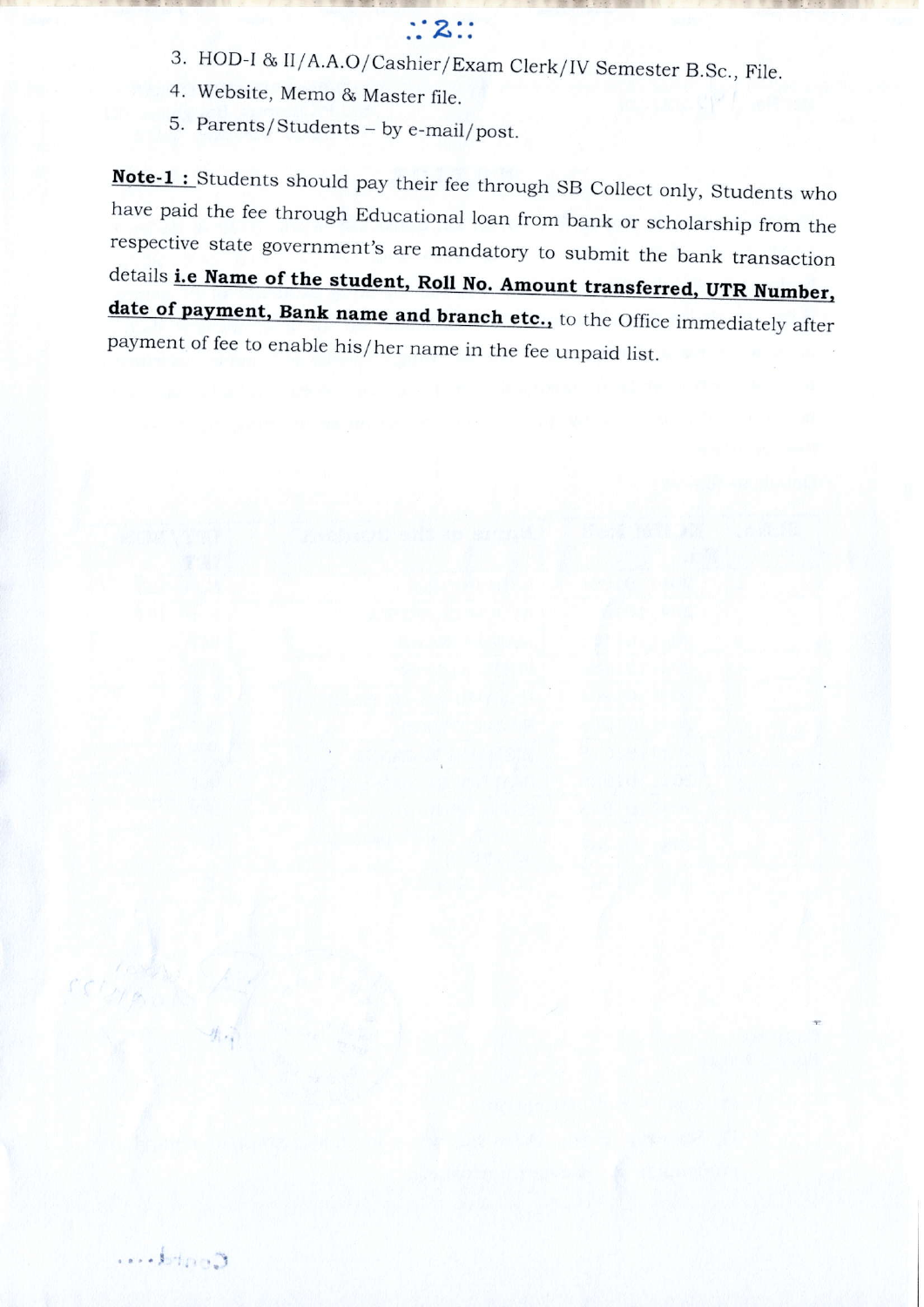3. HOD-I & II/A.A.O/Cashier/Exam Clerk/IV Semester B.Sc., File.
4. Website, Memo & Master file.
5. Parents/Students – by e-mail/post.

**Note-1 :** Students should pay their fee through SB Collect only, Students who have paid the fee through Educational loan from bank or scholarship from the respective state government's are mandatory to submit the bank transaction details **i.e Name of the student, Roll No. Amount transferred, UTR Number, date of payment, Bank name and branch etc.,** to the Office immediately after payment of fee to enable his/her name in the fee unpaid list.